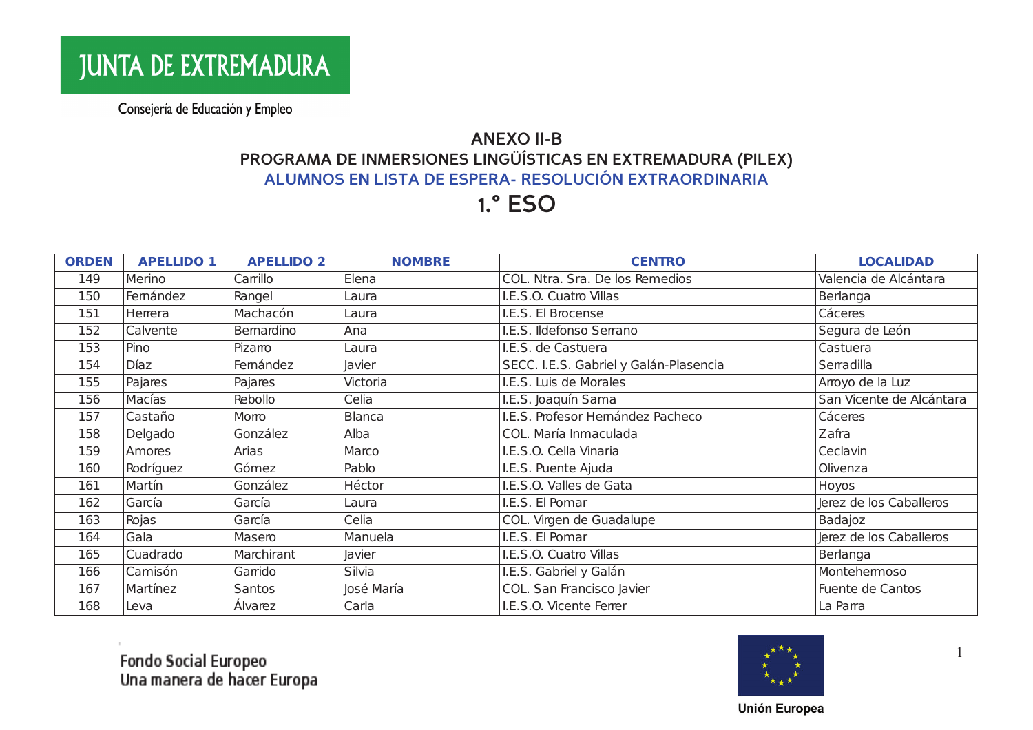JUNTA DE EXTREMADURA

Consejería de Educación y Empleo

## ANEXO II-B

## PROGRAMA DE INMERSIONES LINGÜÍSTICAS EN EXTREMADURA (PILEX)

### ALUMNOS EN LISTA DE ESPERA- RESOLUCIÓN EXTRAORDINARIA

# 1.° ESO

| ORDEN | APELLIDO 1 | APELLIDO 2 | NOMBRE | CENTRO | LOCALIDAD |
|---|---|---|---|---|---|
| 149 | Merino | Carrillo | Elena | COL. Ntra. Sra. De los Remedios | Valencia de Alcántara |
| 150 | Fernández | Rangel | Laura | I.E.S.O. Cuatro Villas | Berlanga |
| 151 | Herrera | Machacón | Laura | I.E.S. El Brocense | Cáceres |
| 152 | Calvente | Bernardino | Ana | I.E.S. Ildefonso Serrano | Segura de León |
| 153 | Pino | Pizarro | Laura | I.E.S. de Castuera | Castuera |
| 154 | Díaz | Fernández | Javier | SECC. I.E.S. Gabriel y Galán-Plasencia | Serradilla |
| 155 | Pajares | Pajares | Victoria | I.E.S. Luis de Morales | Arroyo de la Luz |
| 156 | Macías | Rebollo | Celia | I.E.S. Joaquín Sama | San Vicente de Alcántara |
| 157 | Castaño | Morro | Blanca | I.E.S. Profesor Hernández Pacheco | Cáceres |
| 158 | Delgado | González | Alba | COL. María Inmaculada | Zafra |
| 159 | Amores | Arias | Marco | I.E.S.O. Cella Vinaria | Ceclavin |
| 160 | Rodríguez | Gómez | Pablo | I.E.S. Puente Ajuda | Olivenza |
| 161 | Martín | González | Héctor | I.E.S.O. Valles de Gata | Hoyos |
| 162 | García | García | Laura | I.E.S. El Pomar | Jerez de los Caballeros |
| 163 | Rojas | García | Celia | COL. Virgen de Guadalupe | Badajoz |
| 164 | Gala | Masero | Manuela | I.E.S. El Pomar | Jerez de los Caballeros |
| 165 | Cuadrado | Marchirant | Javier | I.E.S.O. Cuatro Villas | Berlanga |
| 166 | Camisón | Garrido | Silvia | I.E.S. Gabriel y Galán | Montehermoso |
| 167 | Martínez | Santos | José María | COL. San Francisco Javier | Fuente de Cantos |
| 168 | Leva | Álvarez | Carla | I.E.S.O. Vicente Ferrer | La Parra |

Fondo Social Europeo
Una manera de hacer Europa

Unión Europea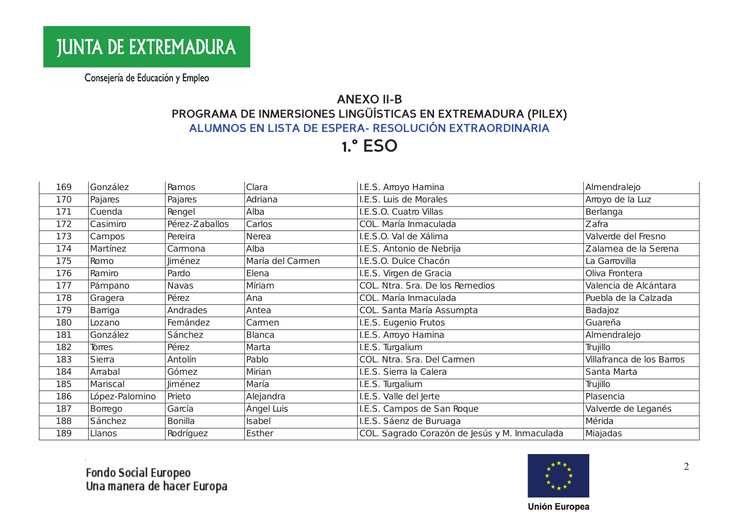JUNTA DE EXTREMADURA

Consejería de Educación y Empleo

# ANEXO II-B

## PROGRAMA DE INMERSIONES LINGÜÍSTICAS EN EXTREMADURA (PILEX)

### ALUMNOS EN LISTA DE ESPERA- RESOLUCIÓN EXTRAORDINARIA

# 1.º ESO

| | | | | | |
|---|---|---|---|---|---|
| 169 | González | Ramos | Clara | I.E.S. Arroyo Harnina | Almendralejo |
| 170 | Pajares | Pajares | Adriana | I.E.S. Luis de Morales | Arroyo de la Luz |
| 171 | Cuenda | Rengel | Alba | I.E.S.O. Cuatro Villas | Berlanga |
| 172 | Casimiro | Pérez-Zaballos | Carlos | COL. María Inmaculada | Zafra |
| 173 | Campos | Pereira | Nerea | I.E.S.O. Val de Xálima | Valverde del Fresno |
| 174 | Martínez | Carmona | Alba | I.E.S. Antonio de Nebrija | Zalamea de la Serena |
| 175 | Romo | Jiménez | María del Carmen | I.E.S.O. Dulce Chacón | La Garrovilla |
| 176 | Ramiro | Pardo | Elena | I.E.S. Virgen de Gracia | Oliva Frontera |
| 177 | Pámpano | Navas | Míriam | COL. Ntra. Sra. De los Remedios | Valencia de Alcántara |
| 178 | Gragera | Pérez | Ana | COL. María Inmaculada | Puebla de la Calzada |
| 179 | Barriga | Andrades | Antea | COL. Santa María Assumpta | Badajoz |
| 180 | Lozano | Fernández | Carmen | I.E.S. Eugenio Frutos | Guareña |
| 181 | González | Sánchez | Blanca | I.E.S. Arroyo Harnina | Almendralejo |
| 182 | Torres | Pérez | Marta | I.E.S. Turgalium | Trujillo |
| 183 | Sierra | Antolín | Pablo | COL. Ntra. Sra. Del Carmen | Villafranca de los Barros |
| 184 | Arrabal | Gómez | Mirian | I.E.S. Sierra la Calera | Santa Marta |
| 185 | Mariscal | Jiménez | María | I.E.S. Turgalium | Trujillo |
| 186 | López-Palomino | Prieto | Alejandra | I.E.S. Valle del Jerte | Plasencia |
| 187 | Borrego | García | Ángel Luis | I.E.S. Campos de San Roque | Valverde de Leganés |
| 188 | Sánchez | Bonilla | Isabel | I.E.S. Sáenz de Buruaga | Mérida |
| 189 | Llanos | Rodríguez | Esther | COL. Sagrado Corazón de Jesús y M. Inmaculada | Miajadas |

Fondo Social Europeo
Una manera de hacer Europa

Unión Europea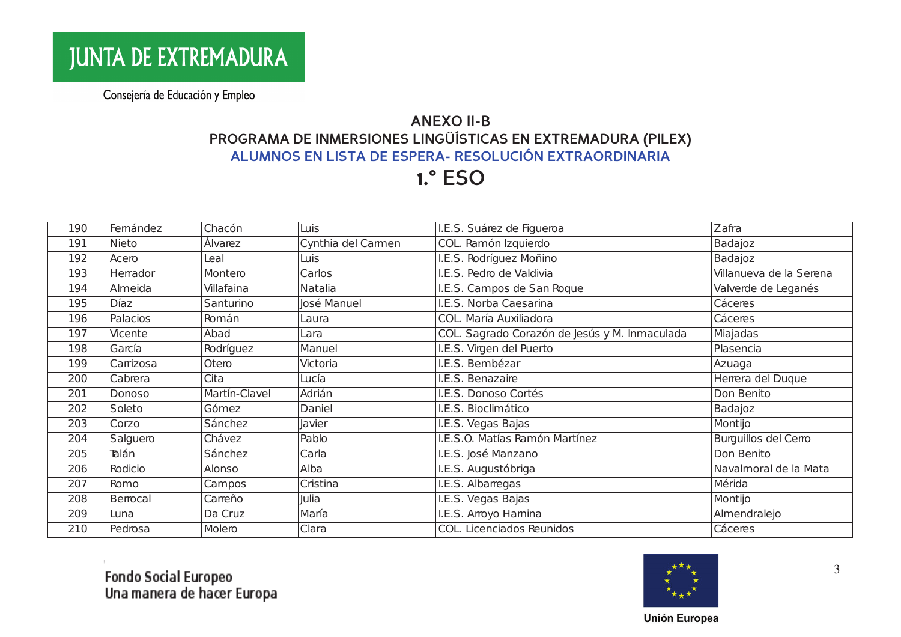JUNTA DE EXTREMADURA

Consejería de Educación y Empleo

## ANEXO II-B

## PROGRAMA DE INMERSIONES LINGÜÍSTICAS EN EXTREMADURA (PILEX)

## ALUMNOS EN LISTA DE ESPERA- RESOLUCIÓN EXTRAORDINARIA

# 1.° ESO

| | | | | | |
|---|---|---|---|---|---|
| 190 | Fernández | Chacón | Luis | I.E.S. Suárez de Figueroa | Zafra |
| 191 | Nieto | Álvarez | Cynthia del Carmen | COL. Ramón Izquierdo | Badajoz |
| 192 | Acero | Leal | Luis | I.E.S. Rodríguez Moñino | Badajoz |
| 193 | Herrador | Montero | Carlos | I.E.S. Pedro de Valdivia | Villanueva de la Serena |
| 194 | Almeida | Villafaina | Natalia | I.E.S. Campos de San Roque | Valverde de Leganés |
| 195 | Díaz | Santurino | José Manuel | I.E.S. Norba Caesarina | Cáceres |
| 196 | Palacios | Román | Laura | COL. María Auxiliadora | Cáceres |
| 197 | Vicente | Abad | Lara | COL. Sagrado Corazón de Jesús y M. Inmaculada | Miajadas |
| 198 | García | Rodríguez | Manuel | I.E.S. Virgen del Puerto | Plasencia |
| 199 | Carrizosa | Otero | Victoria | I.E.S. Bembézar | Azuaga |
| 200 | Cabrera | Cita | Lucía | I.E.S. Benazaire | Herrera del Duque |
| 201 | Donoso | Martín-Clavel | Adrián | I.E.S. Donoso Cortés | Don Benito |
| 202 | Soleto | Gómez | Daniel | I.E.S. Bioclimático | Badajoz |
| 203 | Corzo | Sánchez | Javier | I.E.S. Vegas Bajas | Montijo |
| 204 | Salguero | Chávez | Pablo | I.E.S.O. Matías Ramón Martínez | Burguillos del Cerro |
| 205 | Talán | Sánchez | Carla | I.E.S. José Manzano | Don Benito |
| 206 | Rodicio | Alonso | Alba | I.E.S. Augustóbriga | Navalmoral de la Mata |
| 207 | Romo | Campos | Cristina | I.E.S. Albarregas | Mérida |
| 208 | Berrocal | Carreño | Julia | I.E.S. Vegas Bajas | Montijo |
| 209 | Luna | Da Cruz | María | I.E.S. Arroyo Harnina | Almendralejo |
| 210 | Pedrosa | Molero | Clara | COL. Licenciados Reunidos | Cáceres |

Fondo Social Europeo
Una manera de hacer Europa

Unión Europea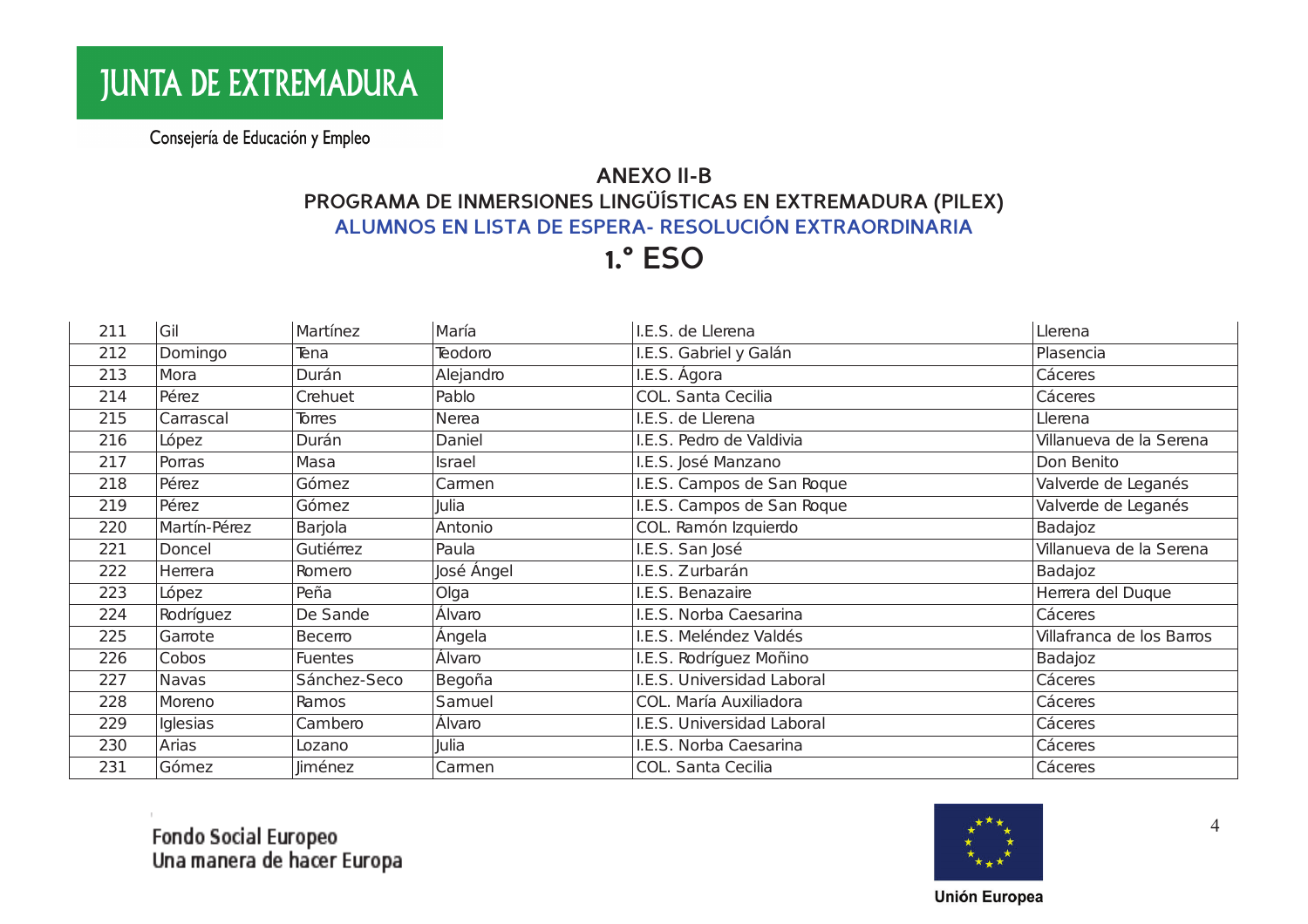JUNTA DE EXTREMADURA

Consejería de Educación y Empleo

## ANEXO II-B
## PROGRAMA DE INMERSIONES LINGÜÍSTICAS EN EXTREMADURA (PILEX)
## ALUMNOS EN LISTA DE ESPERA- RESOLUCIÓN EXTRAORDINARIA
# 1.º ESO

| | | | | | |
|---|---|---|---|---|---|
| 211 | Gil | Martínez | María | I.E.S. de Llerena | Llerena |
| 212 | Domingo | Tena | Teodoro | I.E.S. Gabriel y Galán | Plasencia |
| 213 | Mora | Durán | Alejandro | I.E.S. Ágora | Cáceres |
| 214 | Pérez | Crehuet | Pablo | COL. Santa Cecilia | Cáceres |
| 215 | Carrascal | Torres | Nerea | I.E.S. de Llerena | Llerena |
| 216 | López | Durán | Daniel | I.E.S. Pedro de Valdivia | Villanueva de la Serena |
| 217 | Porras | Masa | Israel | I.E.S. José Manzano | Don Benito |
| 218 | Pérez | Gómez | Carmen | I.E.S. Campos de San Roque | Valverde de Leganés |
| 219 | Pérez | Gómez | Julia | I.E.S. Campos de San Roque | Valverde de Leganés |
| 220 | Martín-Pérez | Barjola | Antonio | COL. Ramón Izquierdo | Badajoz |
| 221 | Doncel | Gutiérrez | Paula | I.E.S. San José | Villanueva de la Serena |
| 222 | Herrera | Romero | José Ángel | I.E.S. Zurbarán | Badajoz |
| 223 | López | Peña | Olga | I.E.S. Benazaire | Herrera del Duque |
| 224 | Rodríguez | De Sande | Álvaro | I.E.S. Norba Caesarina | Cáceres |
| 225 | Garrote | Becerro | Ángela | I.E.S. Meléndez Valdés | Villafranca de los Barros |
| 226 | Cobos | Fuentes | Álvaro | I.E.S. Rodríguez Moñino | Badajoz |
| 227 | Navas | Sánchez-Seco | Begoña | I.E.S. Universidad Laboral | Cáceres |
| 228 | Moreno | Ramos | Samuel | COL. María Auxiliadora | Cáceres |
| 229 | Iglesias | Cambero | Álvaro | I.E.S. Universidad Laboral | Cáceres |
| 230 | Arias | Lozano | Julia | I.E.S. Norba Caesarina | Cáceres |
| 231 | Gómez | Jiménez | Carmen | COL. Santa Cecilia | Cáceres |

Fondo Social Europeo
Una manera de hacer Europa

Unión Europea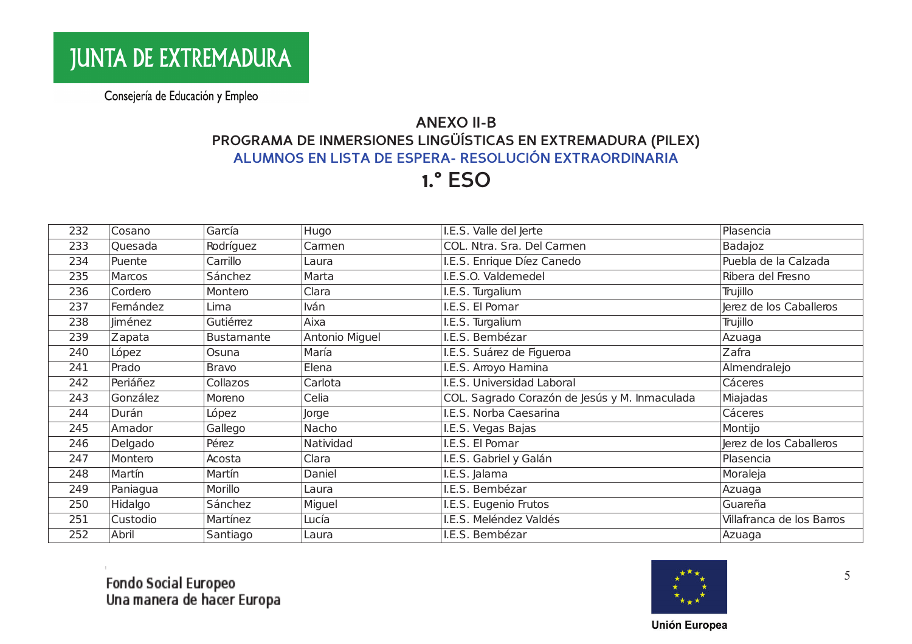JUNTA DE EXTREMADURA

Consejería de Educación y Empleo

## ANEXO II-B
## PROGRAMA DE INMERSIONES LINGÜÍSTICAS EN EXTREMADURA (PILEX)
## ALUMNOS EN LISTA DE ESPERA- RESOLUCIÓN EXTRAORDINARIA
# 1.º ESO

| | | | | | |
|---|---|---|---|---|---|
| 232 | Cosano | García | Hugo | I.E.S. Valle del Jerte | Plasencia |
| 233 | Quesada | Rodríguez | Carmen | COL. Ntra. Sra. Del Carmen | Badajoz |
| 234 | Puente | Carrillo | Laura | I.E.S. Enrique Díez Canedo | Puebla de la Calzada |
| 235 | Marcos | Sánchez | Marta | I.E.S.O. Valdemedel | Ribera del Fresno |
| 236 | Cordero | Montero | Clara | I.E.S. Turgalium | Trujillo |
| 237 | Fernández | Lima | Iván | I.E.S. El Pomar | Jerez de los Caballeros |
| 238 | Jiménez | Gutiérrez | Aixa | I.E.S. Turgalium | Trujillo |
| 239 | Zapata | Bustamante | Antonio Miguel | I.E.S. Bembézar | Azuaga |
| 240 | López | Osuna | María | I.E.S. Suárez de Figueroa | Zafra |
| 241 | Prado | Bravo | Elena | I.E.S. Arroyo Harnina | Almendralejo |
| 242 | Periáñez | Collazos | Carlota | I.E.S. Universidad Laboral | Cáceres |
| 243 | González | Moreno | Celia | COL. Sagrado Corazón de Jesús y M. Inmaculada | Miajadas |
| 244 | Durán | López | Jorge | I.E.S. Norba Caesarina | Cáceres |
| 245 | Amador | Gallego | Nacho | I.E.S. Vegas Bajas | Montijo |
| 246 | Delgado | Pérez | Natividad | I.E.S. El Pomar | Jerez de los Caballeros |
| 247 | Montero | Acosta | Clara | I.E.S. Gabriel y Galán | Plasencia |
| 248 | Martín | Martín | Daniel | I.E.S. Jalama | Moraleja |
| 249 | Paniagua | Morillo | Laura | I.E.S. Bembézar | Azuaga |
| 250 | Hidalgo | Sánchez | Miguel | I.E.S. Eugenio Frutos | Guareña |
| 251 | Custodio | Martínez | Lucía | I.E.S. Meléndez Valdés | Villafranca de los Barros |
| 252 | Abril | Santiago | Laura | I.E.S. Bembézar | Azuaga |

Fondo Social Europeo
Una manera de hacer Europa

Unión Europea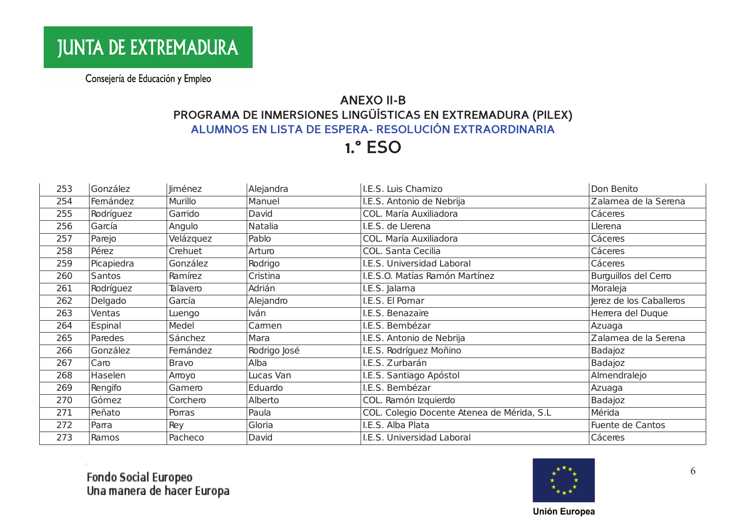JUNTA DE EXTREMADURA

Consejería de Educación y Empleo

## ANEXO II-B

## PROGRAMA DE INMERSIONES LINGÜÍSTICAS EN EXTREMADURA (PILEX)

## ALUMNOS EN LISTA DE ESPERA- RESOLUCIÓN EXTRAORDINARIA

# 1.° ESO

| | | | | | |
|---|---|---|---|---|---|
| 253 | González | Jiménez | Alejandra | I.E.S. Luis Chamizo | Don Benito |
| 254 | Fernández | Murillo | Manuel | I.E.S. Antonio de Nebrija | Zalamea de la Serena |
| 255 | Rodríguez | Garrido | David | COL. María Auxiliadora | Cáceres |
| 256 | García | Angulo | Natalia | I.E.S. de Llerena | Llerena |
| 257 | Parejo | Velázquez | Pablo | COL. María Auxiliadora | Cáceres |
| 258 | Pérez | Crehuet | Arturo | COL. Santa Cecilia | Cáceres |
| 259 | Picapiedra | González | Rodrigo | I.E.S. Universidad Laboral | Cáceres |
| 260 | Santos | Ramírez | Cristina | I.E.S.O. Matías Ramón Martínez | Burguillos del Cerro |
| 261 | Rodríguez | Talavero | Adrián | I.E.S. Jalama | Moraleja |
| 262 | Delgado | García | Alejandro | I.E.S. El Pomar | Jerez de los Caballeros |
| 263 | Ventas | Luengo | Iván | I.E.S. Benazaire | Herrera del Duque |
| 264 | Espinal | Medel | Carmen | I.E.S. Bembézar | Azuaga |
| 265 | Paredes | Sánchez | Mara | I.E.S. Antonio de Nebrija | Zalamea de la Serena |
| 266 | González | Fernández | Rodrigo José | I.E.S. Rodríguez Moñino | Badajoz |
| 267 | Caro | Bravo | Alba | I.E.S. Zurbarán | Badajoz |
| 268 | Haselen | Arroyo | Lucas Van | I.E.S. Santiago Apóstol | Almendralejo |
| 269 | Rengifo | Gamero | Eduardo | I.E.S. Bembézar | Azuaga |
| 270 | Gómez | Corchero | Alberto | COL. Ramón Izquierdo | Badajoz |
| 271 | Peñato | Porras | Paula | COL. Colegio Docente Atenea de Mérida, S.L | Mérida |
| 272 | Parra | Rey | Gloria | I.E.S. Alba Plata | Fuente de Cantos |
| 273 | Ramos | Pacheco | David | I.E.S. Universidad Laboral | Cáceres |

Fondo Social Europeo
Una manera de hacer Europa

Unión Europea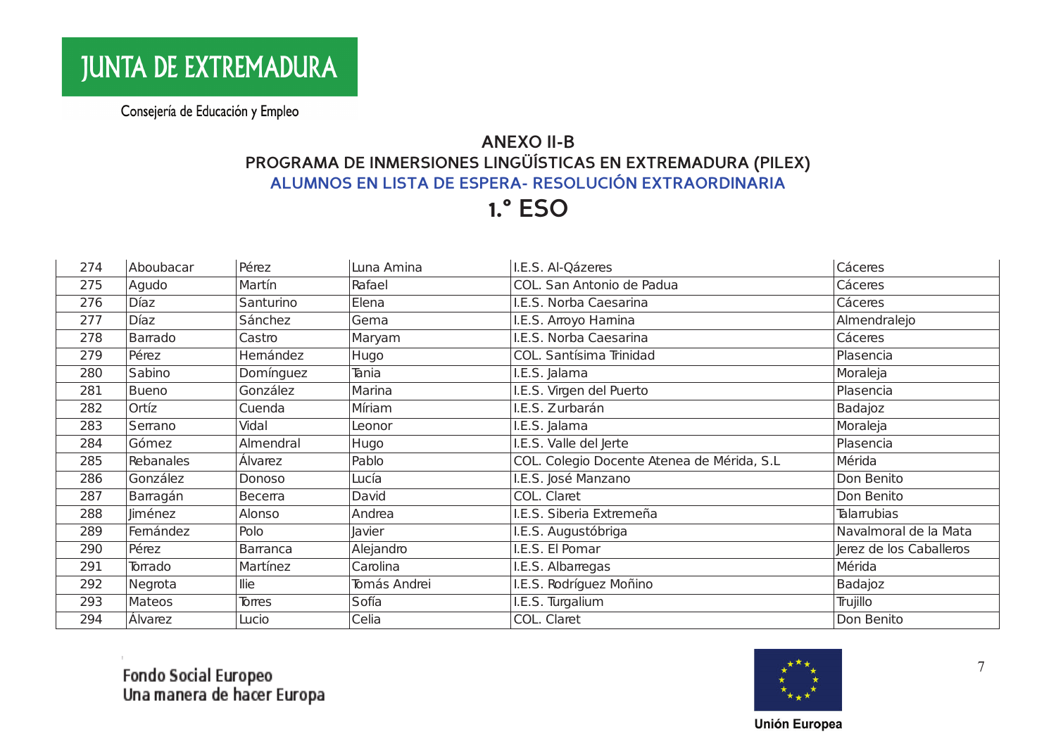JUNTA DE EXTREMADURA

Consejería de Educación y Empleo

## ANEXO II-B
## PROGRAMA DE INMERSIONES LINGÜÍSTICAS EN EXTREMADURA (PILEX)
## ALUMNOS EN LISTA DE ESPERA- RESOLUCIÓN EXTRAORDINARIA
# 1.° ESO

| | | | | | |
|---|---|---|---|---|---|
| 274 | Aboubacar | Pérez | Luna Amina | I.E.S. Al-Qázeres | Cáceres |
| 275 | Agudo | Martín | Rafael | COL. San Antonio de Padua | Cáceres |
| 276 | Díaz | Santurino | Elena | I.E.S. Norba Caesarina | Cáceres |
| 277 | Díaz | Sánchez | Gema | I.E.S. Arroyo Harnina | Almendralejo |
| 278 | Barrado | Castro | Maryam | I.E.S. Norba Caesarina | Cáceres |
| 279 | Pérez | Hernández | Hugo | COL. Santísima Trinidad | Plasencia |
| 280 | Sabino | Domínguez | Tania | I.E.S. Jalama | Moraleja |
| 281 | Bueno | González | Marina | I.E.S. Virgen del Puerto | Plasencia |
| 282 | Ortíz | Cuenda | Míriam | I.E.S. Zurbarán | Badajoz |
| 283 | Serrano | Vidal | Leonor | I.E.S. Jalama | Moraleja |
| 284 | Gómez | Almendral | Hugo | I.E.S. Valle del Jerte | Plasencia |
| 285 | Rebanales | Álvarez | Pablo | COL. Colegio Docente Atenea de Mérida, S.L | Mérida |
| 286 | González | Donoso | Lucía | I.E.S. José Manzano | Don Benito |
| 287 | Barragán | Becerra | David | COL. Claret | Don Benito |
| 288 | Jiménez | Alonso | Andrea | I.E.S. Siberia Extremeña | Talarrubias |
| 289 | Fernández | Polo | Javier | I.E.S. Augustóbriga | Navalmoral de la Mata |
| 290 | Pérez | Barranca | Alejandro | I.E.S. El Pomar | Jerez de los Caballeros |
| 291 | Torrado | Martínez | Carolina | I.E.S. Albarregas | Mérida |
| 292 | Negrota | Ilie | Tomás Andrei | I.E.S. Rodríguez Moñino | Badajoz |
| 293 | Mateos | Torres | Sofía | I.E.S. Turgalium | Trujillo |
| 294 | Álvarez | Lucio | Celia | COL. Claret | Don Benito |

Fondo Social Europeo
Una manera de hacer Europa

Unión Europea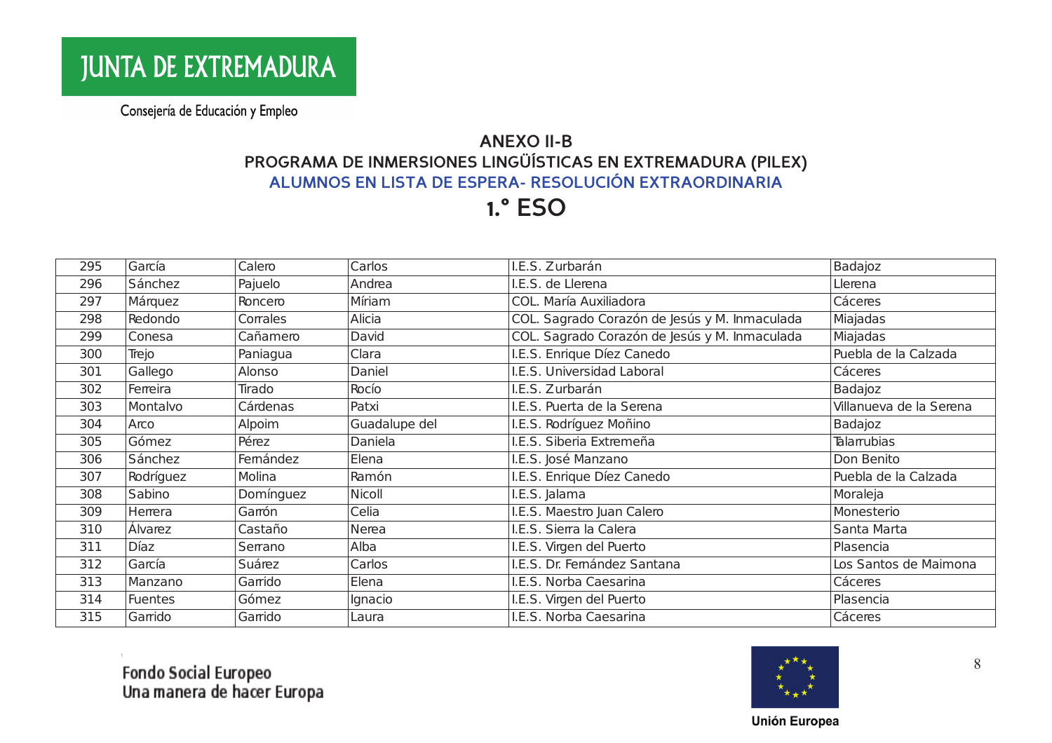JUNTA DE EXTREMADURA

Consejería de Educación y Empleo

## ANEXO II-B
## PROGRAMA DE INMERSIONES LINGÜÍSTICAS EN EXTREMADURA (PILEX)
## ALUMNOS EN LISTA DE ESPERA- RESOLUCIÓN EXTRAORDINARIA
# 1.º ESO

| | | | | | |
|---|---|---|---|---|---|
| 295 | García | Calero | Carlos | I.E.S. Zurbarán | Badajoz |
| 296 | Sánchez | Pajuelo | Andrea | I.E.S. de Llerena | Llerena |
| 297 | Márquez | Roncero | Míriam | COL. María Auxiliadora | Cáceres |
| 298 | Redondo | Corrales | Alicia | COL. Sagrado Corazón de Jesús y M. Inmaculada | Miajadas |
| 299 | Conesa | Cañamero | David | COL. Sagrado Corazón de Jesús y M. Inmaculada | Miajadas |
| 300 | Trejo | Paniagua | Clara | I.E.S. Enrique Díez Canedo | Puebla de la Calzada |
| 301 | Gallego | Alonso | Daniel | I.E.S. Universidad Laboral | Cáceres |
| 302 | Ferreira | Tirado | Rocío | I.E.S. Zurbarán | Badajoz |
| 303 | Montalvo | Cárdenas | Patxi | I.E.S. Puerta de la Serena | Villanueva de la Serena |
| 304 | Arco | Alpoim | Guadalupe del | I.E.S. Rodríguez Moñino | Badajoz |
| 305 | Gómez | Pérez | Daniela | I.E.S. Siberia Extremeña | Talarrubias |
| 306 | Sánchez | Fernández | Elena | I.E.S. José Manzano | Don Benito |
| 307 | Rodríguez | Molina | Ramón | I.E.S. Enrique Díez Canedo | Puebla de la Calzada |
| 308 | Sabino | Domínguez | Nicoll | I.E.S. Jalama | Moraleja |
| 309 | Herrera | Garrón | Celia | I.E.S. Maestro Juan Calero | Monesterio |
| 310 | Álvarez | Castaño | Nerea | I.E.S. Sierra la Calera | Santa Marta |
| 311 | Díaz | Serrano | Alba | I.E.S. Virgen del Puerto | Plasencia |
| 312 | García | Suárez | Carlos | I.E.S. Dr. Fernández Santana | Los Santos de Maimona |
| 313 | Manzano | Garrido | Elena | I.E.S. Norba Caesarina | Cáceres |
| 314 | Fuentes | Gómez | Ignacio | I.E.S. Virgen del Puerto | Plasencia |
| 315 | Garrido | Garrido | Laura | I.E.S. Norba Caesarina | Cáceres |

Fondo Social Europeo
Una manera de hacer Europa

Unión Europea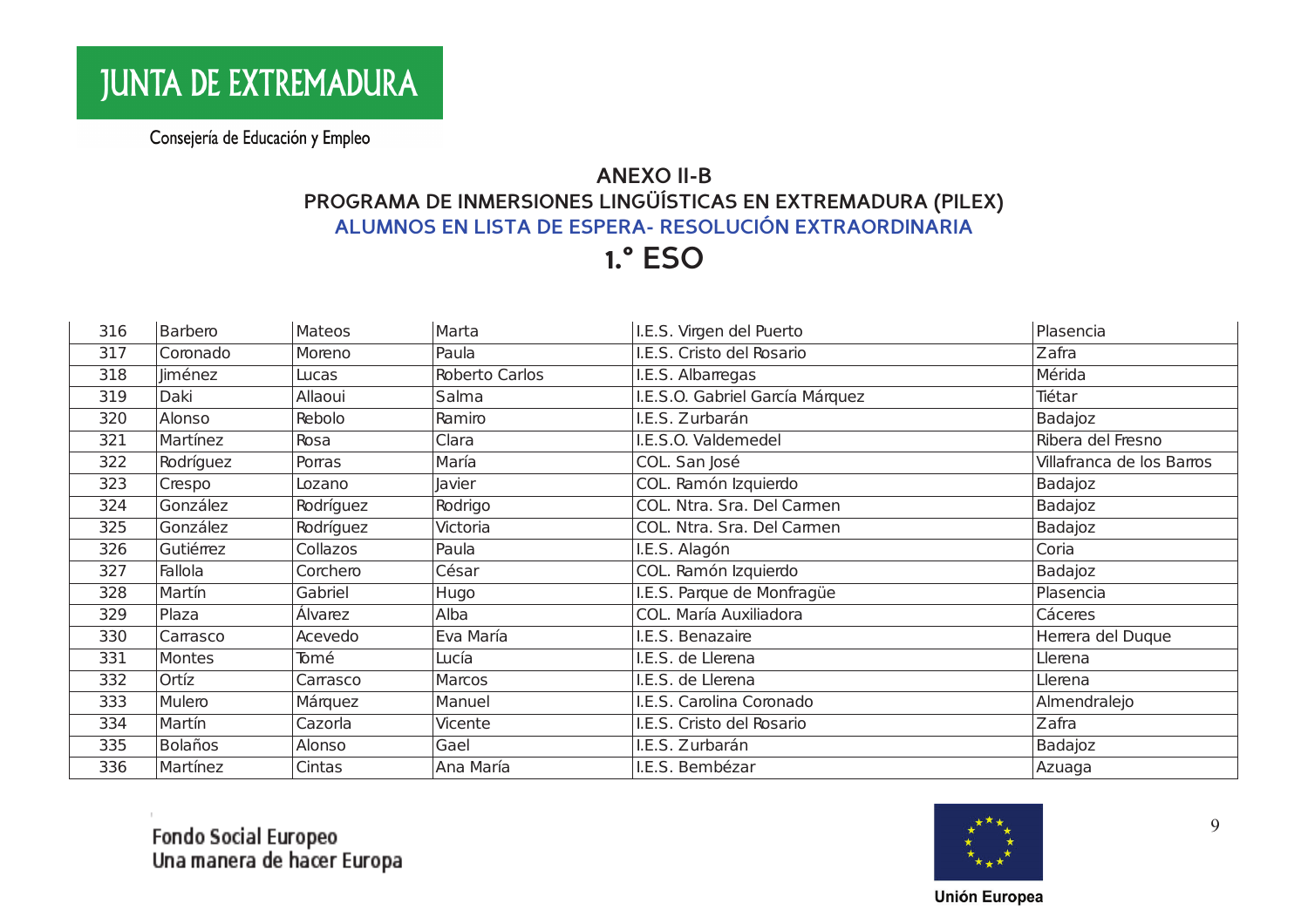JUNTA DE EXTREMADURA

Consejería de Educación y Empleo

## ANEXO II-B
## PROGRAMA DE INMERSIONES LINGÜÍSTICAS EN EXTREMADURA (PILEX)
## ALUMNOS EN LISTA DE ESPERA- RESOLUCIÓN EXTRAORDINARIA
# 1.º ESO

| | | | | | |
|---|---|---|---|---|---|
| 316 | Barbero | Mateos | Marta | I.E.S. Virgen del Puerto | Plasencia |
| 317 | Coronado | Moreno | Paula | I.E.S. Cristo del Rosario | Zafra |
| 318 | Jiménez | Lucas | Roberto Carlos | I.E.S. Albarregas | Mérida |
| 319 | Daki | Allaoui | Salma | I.E.S.O. Gabriel García Márquez | Tiétar |
| 320 | Alonso | Rebolo | Ramiro | I.E.S. Zurbarán | Badajoz |
| 321 | Martínez | Rosa | Clara | I.E.S.O. Valdemedel | Ribera del Fresno |
| 322 | Rodríguez | Porras | María | COL. San José | Villafranca de los Barros |
| 323 | Crespo | Lozano | Javier | COL. Ramón Izquierdo | Badajoz |
| 324 | González | Rodríguez | Rodrigo | COL. Ntra. Sra. Del Carmen | Badajoz |
| 325 | González | Rodríguez | Victoria | COL. Ntra. Sra. Del Carmen | Badajoz |
| 326 | Gutiérrez | Collazos | Paula | I.E.S. Alagón | Coria |
| 327 | Fallola | Corchero | César | COL. Ramón Izquierdo | Badajoz |
| 328 | Martín | Gabriel | Hugo | I.E.S. Parque de Monfragüe | Plasencia |
| 329 | Plaza | Álvarez | Alba | COL. María Auxiliadora | Cáceres |
| 330 | Carrasco | Acevedo | Eva María | I.E.S. Benazaire | Herrera del Duque |
| 331 | Montes | Tomé | Lucía | I.E.S. de Llerena | Llerena |
| 332 | Ortíz | Carrasco | Marcos | I.E.S. de Llerena | Llerena |
| 333 | Mulero | Márquez | Manuel | I.E.S. Carolina Coronado | Almendralejo |
| 334 | Martín | Cazorla | Vicente | I.E.S. Cristo del Rosario | Zafra |
| 335 | Bolaños | Alonso | Gael | I.E.S. Zurbarán | Badajoz |
| 336 | Martínez | Cintas | Ana María | I.E.S. Bembézar | Azuaga |

Fondo Social Europeo
Una manera de hacer Europa

Unión Europea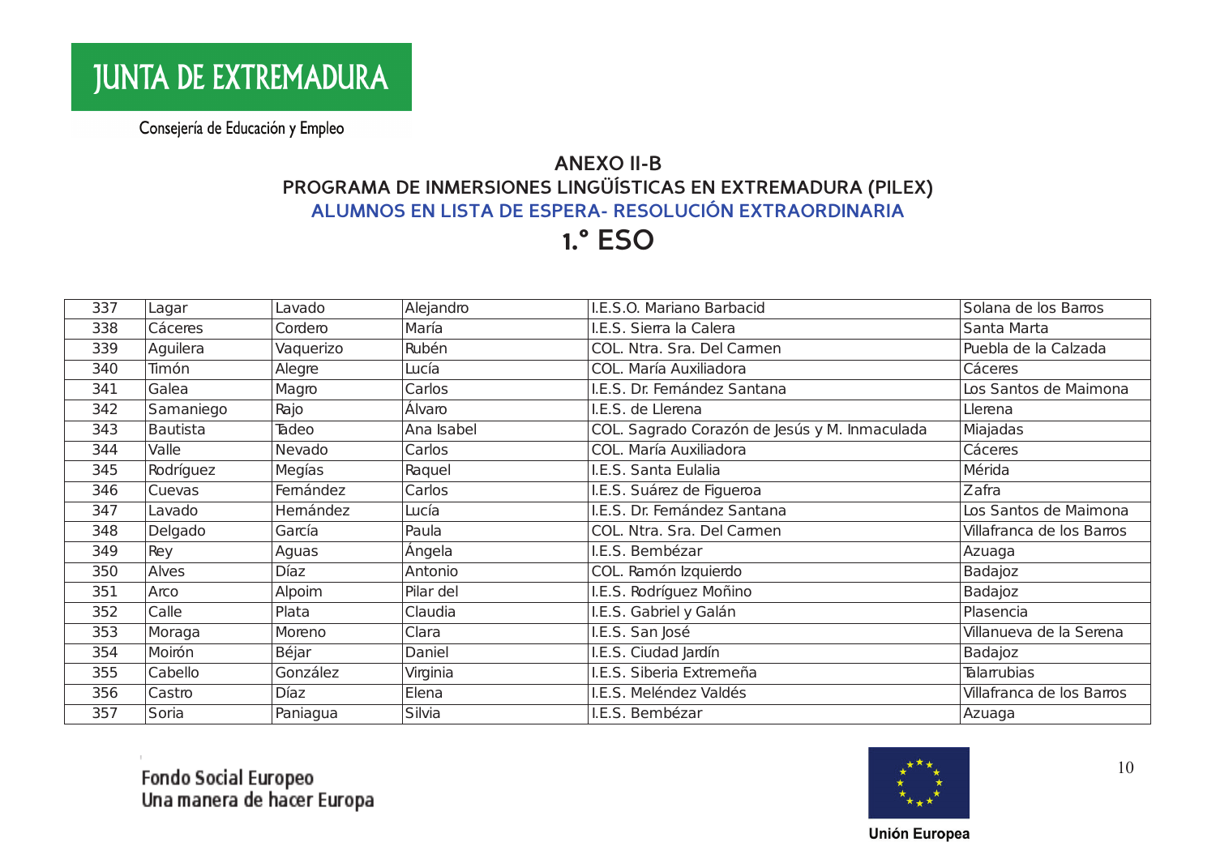JUNTA DE EXTREMADURA

Consejería de Educación y Empleo

## ANEXO II-B
## PROGRAMA DE INMERSIONES LINGÜÍSTICAS EN EXTREMADURA (PILEX)
## ALUMNOS EN LISTA DE ESPERA- RESOLUCIÓN EXTRAORDINARIA
# 1.° ESO

| | | | | | |
|---|---|---|---|---|---|
| 337 | Lagar | Lavado | Alejandro | I.E.S.O. Mariano Barbacid | Solana de los Barros |
| 338 | Cáceres | Cordero | María | I.E.S. Sierra la Calera | Santa Marta |
| 339 | Aguilera | Vaquerizo | Rubén | COL. Ntra. Sra. Del Carmen | Puebla de la Calzada |
| 340 | Timón | Alegre | Lucía | COL. María Auxiliadora | Cáceres |
| 341 | Galea | Magro | Carlos | I.E.S. Dr. Fernández Santana | Los Santos de Maimona |
| 342 | Samaniego | Rajo | Álvaro | I.E.S. de Llerena | Llerena |
| 343 | Bautista | Tadeo | Ana Isabel | COL. Sagrado Corazón de Jesús y M. Inmaculada | Miajadas |
| 344 | Valle | Nevado | Carlos | COL. María Auxiliadora | Cáceres |
| 345 | Rodríguez | Megías | Raquel | I.E.S. Santa Eulalia | Mérida |
| 346 | Cuevas | Fernández | Carlos | I.E.S. Suárez de Figueroa | Zafra |
| 347 | Lavado | Hernández | Lucía | I.E.S. Dr. Fernández Santana | Los Santos de Maimona |
| 348 | Delgado | García | Paula | COL. Ntra. Sra. Del Carmen | Villafranca de los Barros |
| 349 | Rey | Aguas | Ángela | I.E.S. Bembézar | Azuaga |
| 350 | Alves | Díaz | Antonio | COL. Ramón Izquierdo | Badajoz |
| 351 | Arco | Alpoim | Pilar del | I.E.S. Rodríguez Moñino | Badajoz |
| 352 | Calle | Plata | Claudia | I.E.S. Gabriel y Galán | Plasencia |
| 353 | Moraga | Moreno | Clara | I.E.S. San José | Villanueva de la Serena |
| 354 | Moirón | Béjar | Daniel | I.E.S. Ciudad Jardín | Badajoz |
| 355 | Cabello | González | Virginia | I.E.S. Siberia Extremeña | Talarrubias |
| 356 | Castro | Díaz | Elena | I.E.S. Meléndez Valdés | Villafranca de los Barros |
| 357 | Soria | Paniagua | Silvia | I.E.S. Bembézar | Azuaga |

Fondo Social Europeo
Una manera de hacer Europa

Unión Europea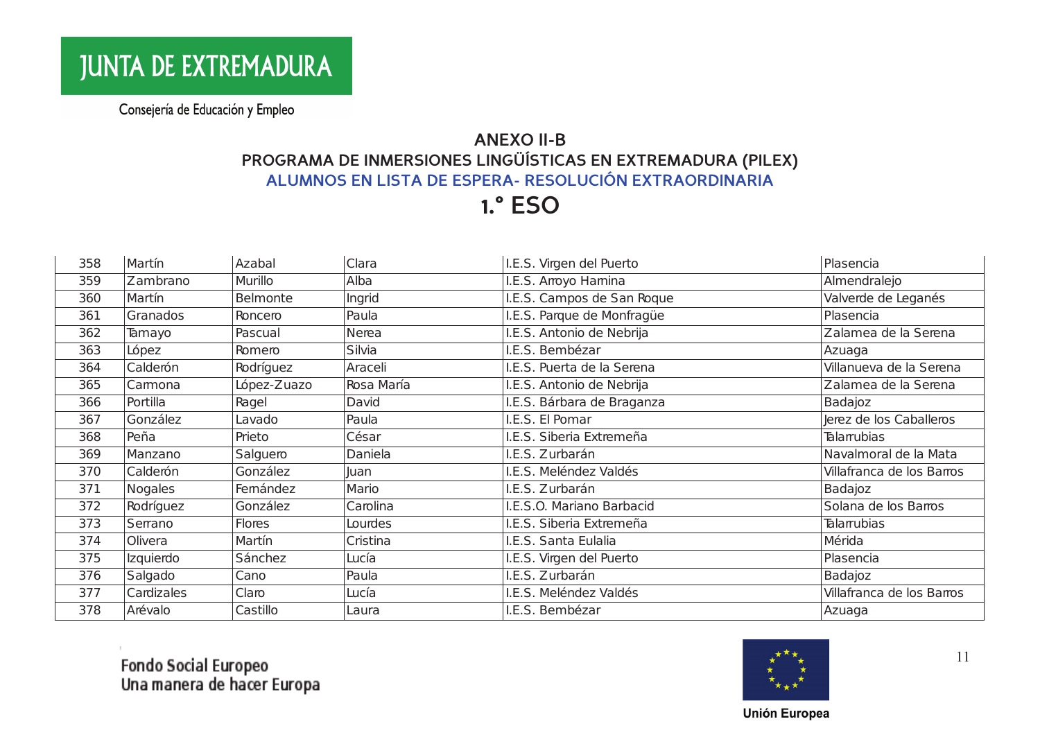JUNTA DE EXTREMADURA

Consejería de Educación y Empleo

## ANEXO II-B
## PROGRAMA DE INMERSIONES LINGÜÍSTICAS EN EXTREMADURA (PILEX)
## ALUMNOS EN LISTA DE ESPERA- RESOLUCIÓN EXTRAORDINARIA
# 1.° ESO

| | | | | | |
|---|---|---|---|---|---|
| 358 | Martín | Azabal | Clara | I.E.S. Virgen del Puerto | Plasencia |
| 359 | Zambrano | Murillo | Alba | I.E.S. Arroyo Harnina | Almendralejo |
| 360 | Martín | Belmonte | Ingrid | I.E.S. Campos de San Roque | Valverde de Leganés |
| 361 | Granados | Roncero | Paula | I.E.S. Parque de Monfragüe | Plasencia |
| 362 | Tamayo | Pascual | Nerea | I.E.S. Antonio de Nebrija | Zalamea de la Serena |
| 363 | López | Romero | Silvia | I.E.S. Bembézar | Azuaga |
| 364 | Calderón | Rodríguez | Araceli | I.E.S. Puerta de la Serena | Villanueva de la Serena |
| 365 | Carmona | López-Zuazo | Rosa María | I.E.S. Antonio de Nebrija | Zalamea de la Serena |
| 366 | Portilla | Ragel | David | I.E.S. Bárbara de Braganza | Badajoz |
| 367 | González | Lavado | Paula | I.E.S. El Pomar | Jerez de los Caballeros |
| 368 | Peña | Prieto | César | I.E.S. Siberia Extremeña | Talarrubias |
| 369 | Manzano | Salguero | Daniela | I.E.S. Zurbarán | Navalmoral de la Mata |
| 370 | Calderón | González | Juan | I.E.S. Meléndez Valdés | Villafranca de los Barros |
| 371 | Nogales | Fernández | Mario | I.E.S. Zurbarán | Badajoz |
| 372 | Rodríguez | González | Carolina | I.E.S.O. Mariano Barbacid | Solana de los Barros |
| 373 | Serrano | Flores | Lourdes | I.E.S. Siberia Extremeña | Talarrubias |
| 374 | Olivera | Martín | Cristina | I.E.S. Santa Eulalia | Mérida |
| 375 | Izquierdo | Sánchez | Lucía | I.E.S. Virgen del Puerto | Plasencia |
| 376 | Salgado | Cano | Paula | I.E.S. Zurbarán | Badajoz |
| 377 | Cardizales | Claro | Lucía | I.E.S. Meléndez Valdés | Villafranca de los Barros |
| 378 | Arévalo | Castillo | Laura | I.E.S. Bembézar | Azuaga |

Fondo Social Europeo
Una manera de hacer Europa

Unión Europea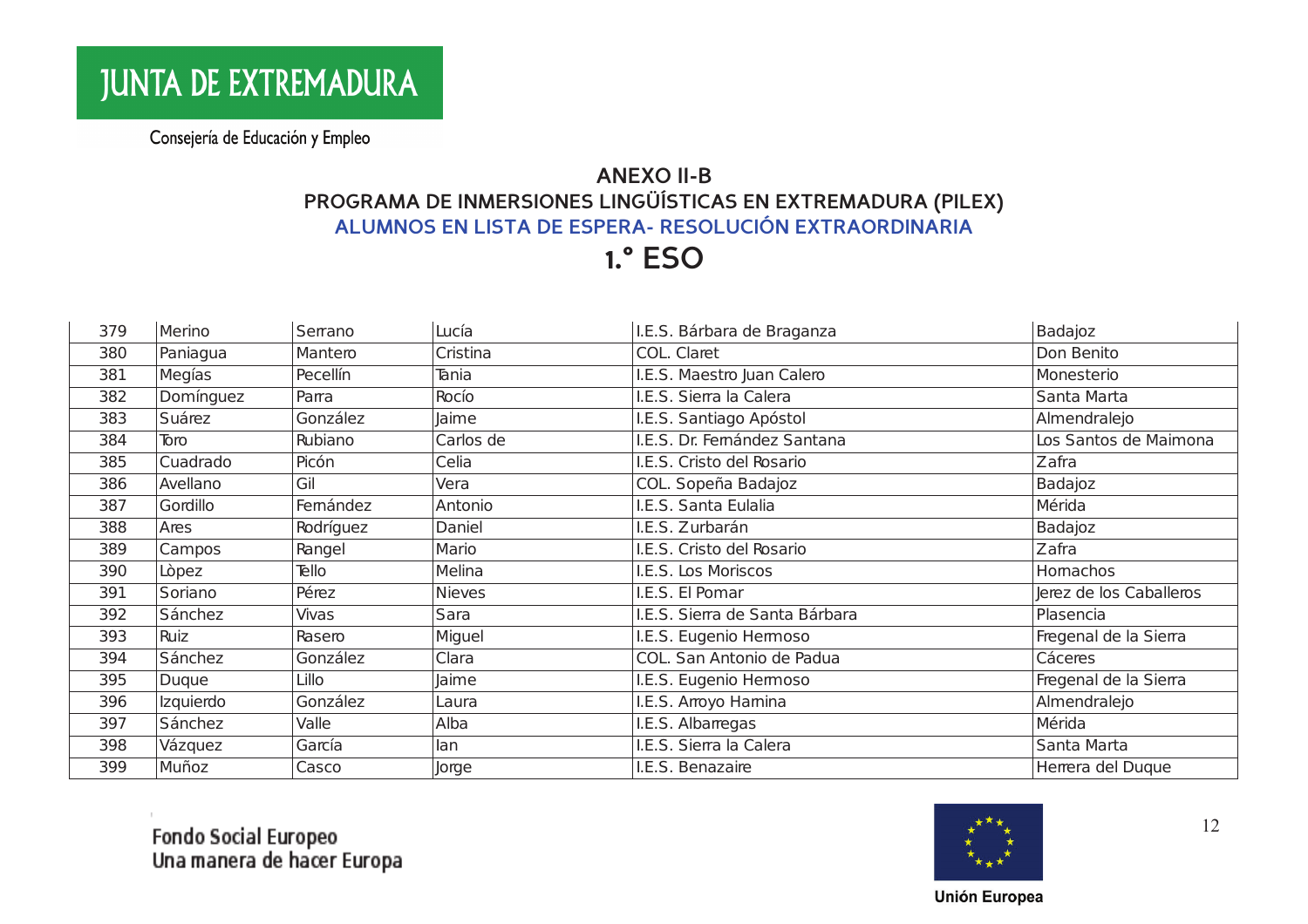JUNTA DE EXTREMADURA

Consejería de Educación y Empleo

## ANEXO II-B
## PROGRAMA DE INMERSIONES LINGÜÍSTICAS EN EXTREMADURA (PILEX)
### ALUMNOS EN LISTA DE ESPERA- RESOLUCIÓN EXTRAORDINARIA
# 1.° ESO

| | | | | | |
|---|---|---|---|---|---|
| 379 | Merino | Serrano | Lucía | I.E.S. Bárbara de Braganza | Badajoz |
| 380 | Paniagua | Mantero | Cristina | COL. Claret | Don Benito |
| 381 | Megías | Pecellín | Tania | I.E.S. Maestro Juan Calero | Monesterio |
| 382 | Domínguez | Parra | Rocío | I.E.S. Sierra la Calera | Santa Marta |
| 383 | Suárez | González | Jaime | I.E.S. Santiago Apóstol | Almendralejo |
| 384 | Toro | Rubiano | Carlos de | I.E.S. Dr. Fernández Santana | Los Santos de Maimona |
| 385 | Cuadrado | Picón | Celia | I.E.S. Cristo del Rosario | Zafra |
| 386 | Avellano | Gil | Vera | COL. Sopeña Badajoz | Badajoz |
| 387 | Gordillo | Fernández | Antonio | I.E.S. Santa Eulalia | Mérida |
| 388 | Ares | Rodríguez | Daniel | I.E.S. Zurbarán | Badajoz |
| 389 | Campos | Rangel | Mario | I.E.S. Cristo del Rosario | Zafra |
| 390 | Lòpez | Tello | Melina | I.E.S. Los Moriscos | Hornachos |
| 391 | Soriano | Pérez | Nieves | I.E.S. El Pomar | Jerez de los Caballeros |
| 392 | Sánchez | Vivas | Sara | I.E.S. Sierra de Santa Bárbara | Plasencia |
| 393 | Ruiz | Rasero | Miguel | I.E.S. Eugenio Hermoso | Fregenal de la Sierra |
| 394 | Sánchez | González | Clara | COL. San Antonio de Padua | Cáceres |
| 395 | Duque | Lillo | Jaime | I.E.S. Eugenio Hermoso | Fregenal de la Sierra |
| 396 | Izquierdo | González | Laura | I.E.S. Arroyo Harnina | Almendralejo |
| 397 | Sánchez | Valle | Alba | I.E.S. Albarregas | Mérida |
| 398 | Vázquez | García | Ian | I.E.S. Sierra la Calera | Santa Marta |
| 399 | Muñoz | Casco | Jorge | I.E.S. Benazaire | Herrera del Duque |

Fondo Social Europeo
Una manera de hacer Europa

Unión Europea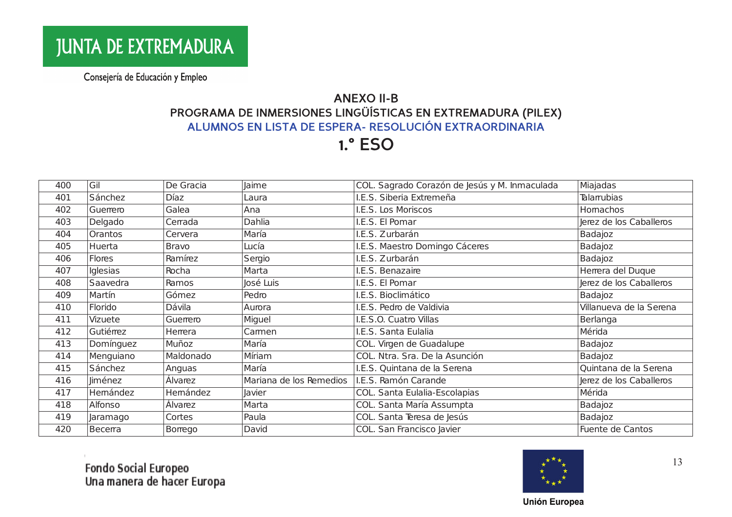JUNTA DE EXTREMADURA

Consejería de Educación y Empleo

## ANEXO II-B
## PROGRAMA DE INMERSIONES LINGÜÍSTICAS EN EXTREMADURA (PILEX)
## ALUMNOS EN LISTA DE ESPERA- RESOLUCIÓN EXTRAORDINARIA
# 1.° ESO

| | | | | | |
|---|---|---|---|---|---|
| 400 | Gil | De Gracia | Jaime | COL. Sagrado Corazón de Jesús y M. Inmaculada | Miajadas |
| 401 | Sánchez | Díaz | Laura | I.E.S. Siberia Extremeña | Talarrubias |
| 402 | Guerrero | Galea | Ana | I.E.S. Los Moriscos | Hornachos |
| 403 | Delgado | Cerrada | Dahlia | I.E.S. El Pomar | Jerez de los Caballeros |
| 404 | Orantos | Cervera | María | I.E.S. Zurbarán | Badajoz |
| 405 | Huerta | Bravo | Lucía | I.E.S. Maestro Domingo Cáceres | Badajoz |
| 406 | Flores | Ramírez | Sergio | I.E.S. Zurbarán | Badajoz |
| 407 | Iglesias | Rocha | Marta | I.E.S. Benazaire | Herrera del Duque |
| 408 | Saavedra | Ramos | José Luis | I.E.S. El Pomar | Jerez de los Caballeros |
| 409 | Martín | Gómez | Pedro | I.E.S. Bioclimático | Badajoz |
| 410 | Florido | Dávila | Aurora | I.E.S. Pedro de Valdivia | Villanueva de la Serena |
| 411 | Vizuete | Guerrero | Miguel | I.E.S.O. Cuatro Villas | Berlanga |
| 412 | Gutiérrez | Herrera | Carmen | I.E.S. Santa Eulalia | Mérida |
| 413 | Domínguez | Muñoz | María | COL. Virgen de Guadalupe | Badajoz |
| 414 | Menguiano | Maldonado | Míriam | COL. Ntra. Sra. De la Asunción | Badajoz |
| 415 | Sánchez | Anguas | María | I.E.S. Quintana de la Serena | Quintana de la Serena |
| 416 | Jiménez | Álvarez | Mariana de los Remedios | I.E.S. Ramón Carande | Jerez de los Caballeros |
| 417 | Hernández | Hernández | Javier | COL. Santa Eulalia-Escolapias | Mérida |
| 418 | Alfonso | Álvarez | Marta | COL. Santa María Assumpta | Badajoz |
| 419 | Jaramago | Cortes | Paula | COL. Santa Teresa de Jesús | Badajoz |
| 420 | Becerra | Borrego | David | COL. San Francisco Javier | Fuente de Cantos |

Fondo Social Europeo
Una manera de hacer Europa

Unión Europea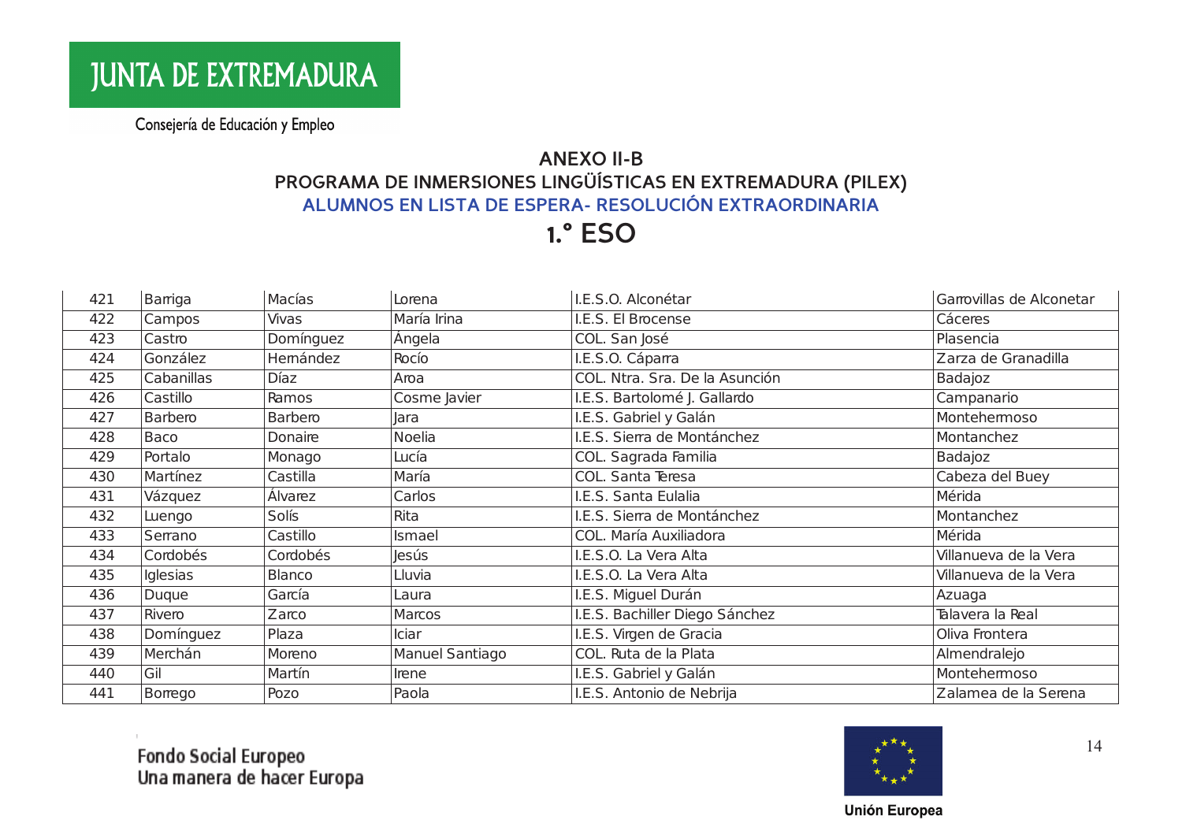JUNTA DE EXTREMADURA

Consejería de Educación y Empleo

## ANEXO II-B

## PROGRAMA DE INMERSIONES LINGÜÍSTICAS EN EXTREMADURA (PILEX)

## ALUMNOS EN LISTA DE ESPERA- RESOLUCIÓN EXTRAORDINARIA

# 1.° ESO

| | | | | | |
|---|---|---|---|---|---|
| 421 | Barriga | Macías | Lorena | I.E.S.O. Alconétar | Garrovillas de Alconetar |
| 422 | Campos | Vivas | María Irina | I.E.S. El Brocense | Cáceres |
| 423 | Castro | Domínguez | Ángela | COL. San José | Plasencia |
| 424 | González | Hernández | Rocío | I.E.S.O. Cáparra | Zarza de Granadilla |
| 425 | Cabanillas | Díaz | Aroa | COL. Ntra. Sra. De la Asunción | Badajoz |
| 426 | Castillo | Ramos | Cosme Javier | I.E.S. Bartolomé J. Gallardo | Campanario |
| 427 | Barbero | Barbero | Jara | I.E.S. Gabriel y Galán | Montehermoso |
| 428 | Baco | Donaire | Noelia | I.E.S. Sierra de Montánchez | Montanchez |
| 429 | Portalo | Monago | Lucía | COL. Sagrada Familia | Badajoz |
| 430 | Martínez | Castilla | María | COL. Santa Teresa | Cabeza del Buey |
| 431 | Vázquez | Álvarez | Carlos | I.E.S. Santa Eulalia | Mérida |
| 432 | Luengo | Solís | Rita | I.E.S. Sierra de Montánchez | Montanchez |
| 433 | Serrano | Castillo | Ismael | COL. María Auxiliadora | Mérida |
| 434 | Cordobés | Cordobés | Jesús | I.E.S.O. La Vera Alta | Villanueva de la Vera |
| 435 | Iglesias | Blanco | Lluvia | I.E.S.O. La Vera Alta | Villanueva de la Vera |
| 436 | Duque | García | Laura | I.E.S. Miguel Durán | Azuaga |
| 437 | Rivero | Zarco | Marcos | I.E.S. Bachiller Diego Sánchez | Talavera la Real |
| 438 | Domínguez | Plaza | Iciar | I.E.S. Virgen de Gracia | Oliva Frontera |
| 439 | Merchán | Moreno | Manuel Santiago | COL. Ruta de la Plata | Almendralejo |
| 440 | Gil | Martín | Irene | I.E.S. Gabriel y Galán | Montehermoso |
| 441 | Borrego | Pozo | Paola | I.E.S. Antonio de Nebrija | Zalamea de la Serena |

Fondo Social Europeo
Una manera de hacer Europa

Unión Europea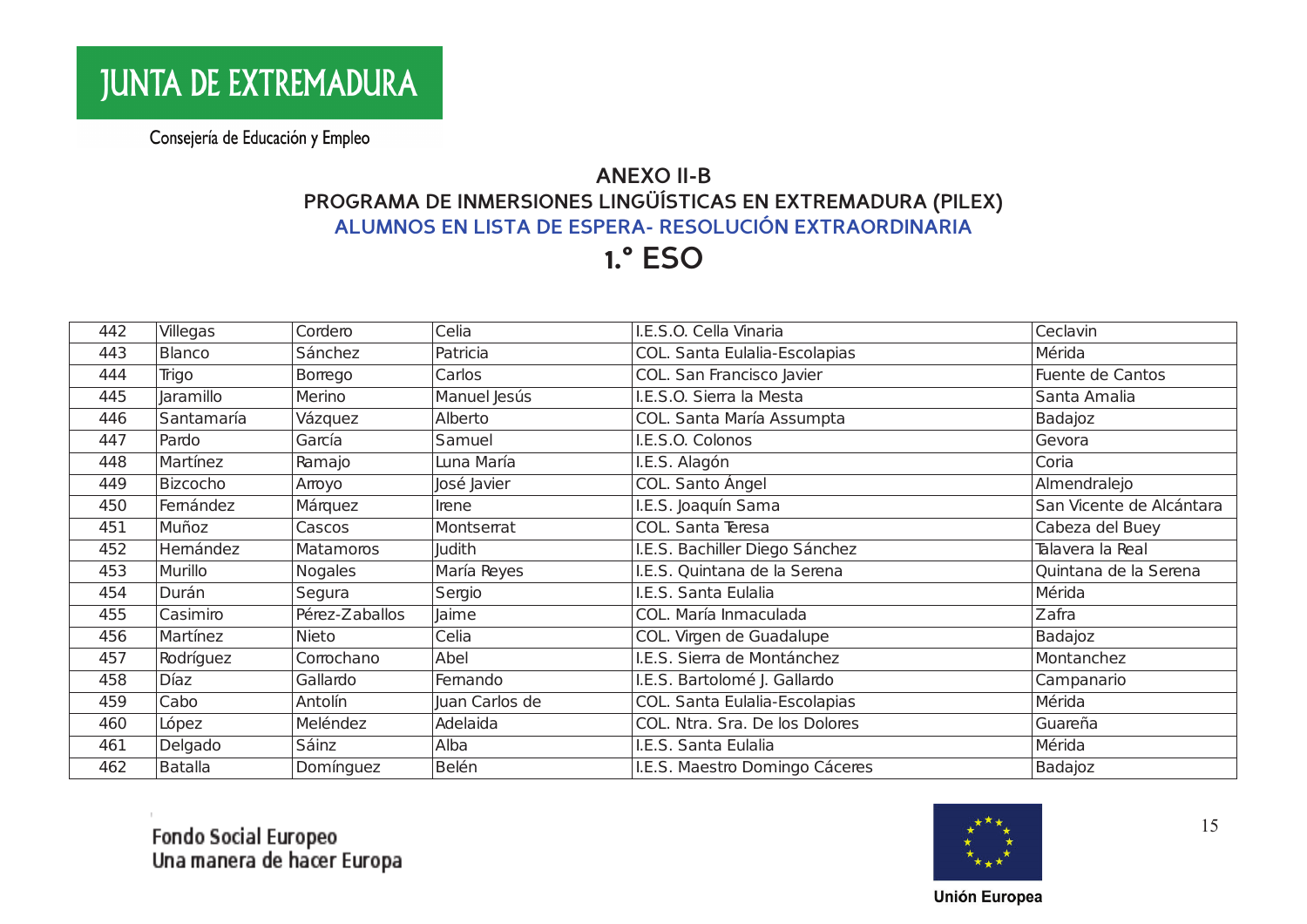JUNTA DE EXTREMADURA

Consejería de Educación y Empleo

## ANEXO II-B
## PROGRAMA DE INMERSIONES LINGÜÍSTICAS EN EXTREMADURA (PILEX)
### ALUMNOS EN LISTA DE ESPERA- RESOLUCIÓN EXTRAORDINARIA
## 1.° ESO

| | | | | | |
|---|---|---|---|---|---|
| 442 | Villegas | Cordero | Celia | I.E.S.O. Cella Vinaria | Ceclavin |
| 443 | Blanco | Sánchez | Patricia | COL. Santa Eulalia-Escolapias | Mérida |
| 444 | Trigo | Borrego | Carlos | COL. San Francisco Javier | Fuente de Cantos |
| 445 | Jaramillo | Merino | Manuel Jesús | I.E.S.O. Sierra la Mesta | Santa Amalia |
| 446 | Santamaría | Vázquez | Alberto | COL. Santa María Assumpta | Badajoz |
| 447 | Pardo | García | Samuel | I.E.S.O. Colonos | Gevora |
| 448 | Martínez | Ramajo | Luna María | I.E.S. Alagón | Coria |
| 449 | Bizcocho | Arroyo | José Javier | COL. Santo Ángel | Almendralejo |
| 450 | Fernández | Márquez | Irene | I.E.S. Joaquín Sama | San Vicente de Alcántara |
| 451 | Muñoz | Cascos | Montserrat | COL. Santa Teresa | Cabeza del Buey |
| 452 | Hernández | Matamoros | Judith | I.E.S. Bachiller Diego Sánchez | Talavera la Real |
| 453 | Murillo | Nogales | María Reyes | I.E.S. Quintana de la Serena | Quintana de la Serena |
| 454 | Durán | Segura | Sergio | I.E.S. Santa Eulalia | Mérida |
| 455 | Casimiro | Pérez-Zaballos | Jaime | COL. María Inmaculada | Zafra |
| 456 | Martínez | Nieto | Celia | COL. Virgen de Guadalupe | Badajoz |
| 457 | Rodríguez | Corrochano | Abel | I.E.S. Sierra de Montánchez | Montanchez |
| 458 | Díaz | Gallardo | Fernando | I.E.S. Bartolomé J. Gallardo | Campanario |
| 459 | Cabo | Antolín | Juan Carlos de | COL. Santa Eulalia-Escolapias | Mérida |
| 460 | López | Meléndez | Adelaida | COL. Ntra. Sra. De los Dolores | Guareña |
| 461 | Delgado | Sáinz | Alba | I.E.S. Santa Eulalia | Mérida |
| 462 | Batalla | Domínguez | Belén | I.E.S. Maestro Domingo Cáceres | Badajoz |

Fondo Social Europeo
Una manera de hacer Europa

Unión Europea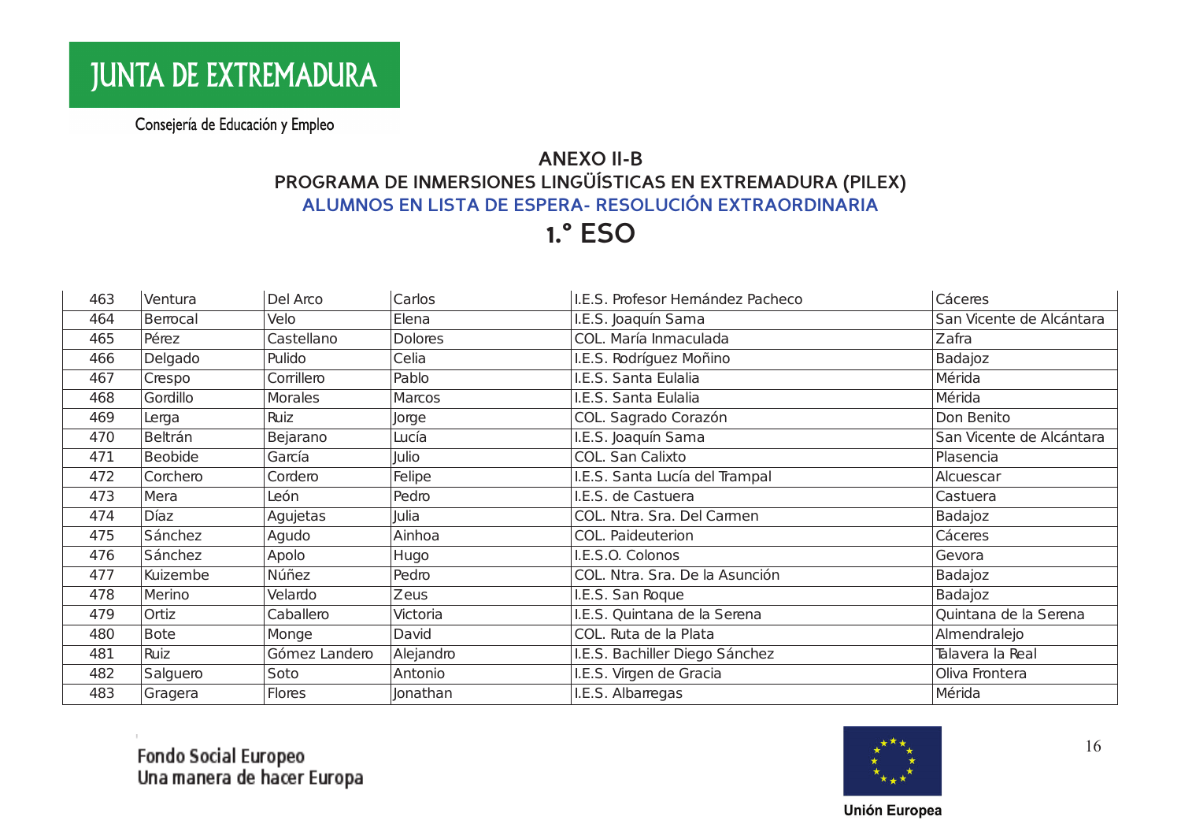JUNTA DE EXTREMADURA

Consejería de Educación y Empleo

## ANEXO II-B
## PROGRAMA DE INMERSIONES LINGÜÍSTICAS EN EXTREMADURA (PILEX)
## ALUMNOS EN LISTA DE ESPERA- RESOLUCIÓN EXTRAORDINARIA
# 1.º ESO

| | | | | | |
|---|---|---|---|---|---|
| 463 | Ventura | Del Arco | Carlos | I.E.S. Profesor Hernández Pacheco | Cáceres |
| 464 | Berrocal | Velo | Elena | I.E.S. Joaquín Sama | San Vicente de Alcántara |
| 465 | Pérez | Castellano | Dolores | COL. María Inmaculada | Zafra |
| 466 | Delgado | Pulido | Celia | I.E.S. Rodríguez Moñino | Badajoz |
| 467 | Crespo | Corrillero | Pablo | I.E.S. Santa Eulalia | Mérida |
| 468 | Gordillo | Morales | Marcos | I.E.S. Santa Eulalia | Mérida |
| 469 | Lerga | Ruiz | Jorge | COL. Sagrado Corazón | Don Benito |
| 470 | Beltrán | Bejarano | Lucía | I.E.S. Joaquín Sama | San Vicente de Alcántara |
| 471 | Beobide | García | Julio | COL. San Calixto | Plasencia |
| 472 | Corchero | Cordero | Felipe | I.E.S. Santa Lucía del Trampal | Alcuescar |
| 473 | Mera | León | Pedro | I.E.S. de Castuera | Castuera |
| 474 | Díaz | Agujetas | Julia | COL. Ntra. Sra. Del Carmen | Badajoz |
| 475 | Sánchez | Agudo | Ainhoa | COL. Paideuterion | Cáceres |
| 476 | Sánchez | Apolo | Hugo | I.E.S.O. Colonos | Gevora |
| 477 | Kuizembe | Núñez | Pedro | COL. Ntra. Sra. De la Asunción | Badajoz |
| 478 | Merino | Velardo | Zeus | I.E.S. San Roque | Badajoz |
| 479 | Ortiz | Caballero | Victoria | I.E.S. Quintana de la Serena | Quintana de la Serena |
| 480 | Bote | Monge | David | COL. Ruta de la Plata | Almendralejo |
| 481 | Ruiz | Gómez Landero | Alejandro | I.E.S. Bachiller Diego Sánchez | Talavera la Real |
| 482 | Salguero | Soto | Antonio | I.E.S. Virgen de Gracia | Oliva Frontera |
| 483 | Gragera | Flores | Jonathan | I.E.S. Albarregas | Mérida |

Fondo Social Europeo
Una manera de hacer Europa

Unión Europea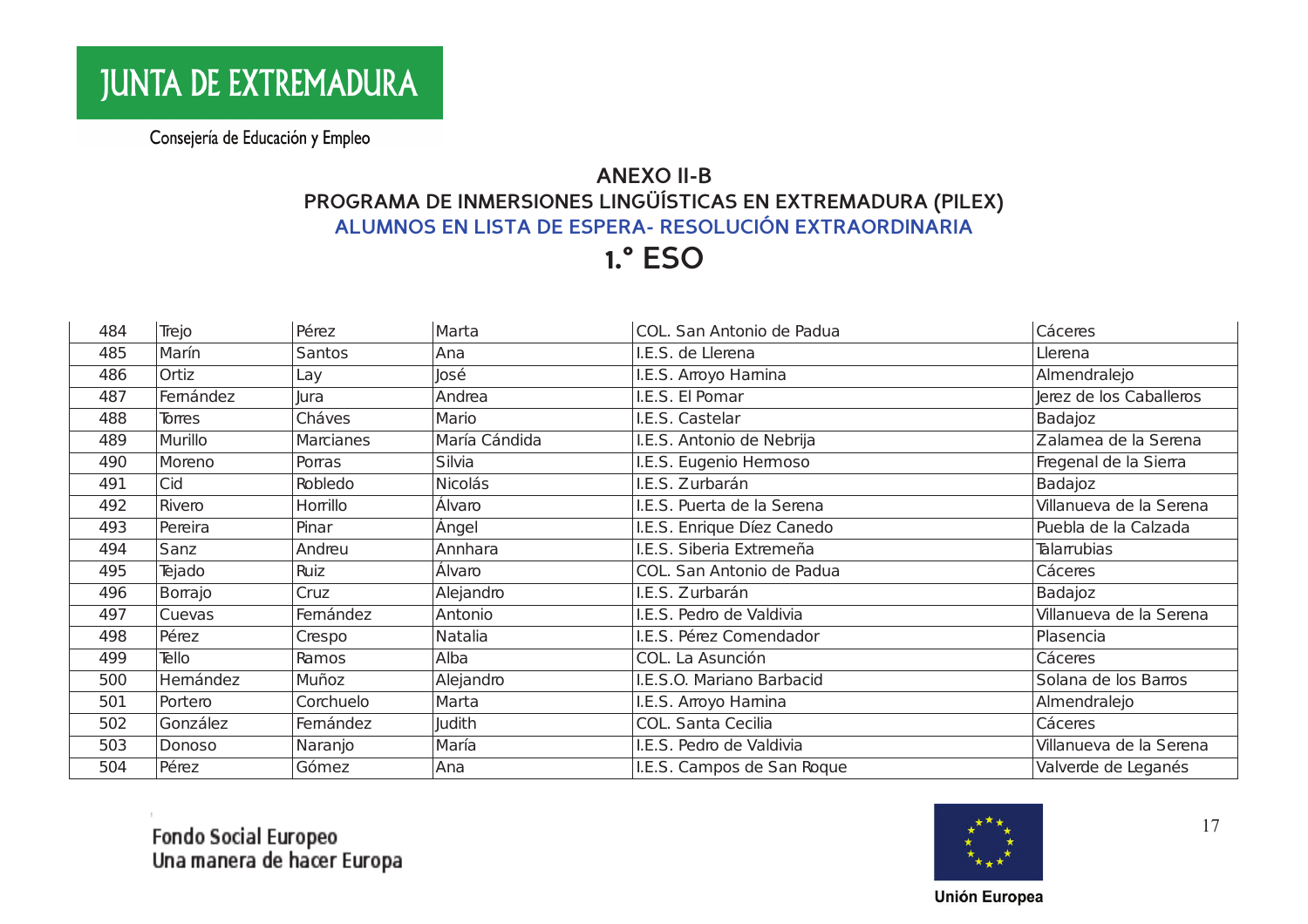JUNTA DE EXTREMADURA

Consejería de Educación y Empleo

## ANEXO II-B
## PROGRAMA DE INMERSIONES LINGÜÍSTICAS EN EXTREMADURA (PILEX)
## ALUMNOS EN LISTA DE ESPERA- RESOLUCIÓN EXTRAORDINARIA
# 1.º ESO

| | | | | | |
|---|---|---|---|---|---|
| 484 | Trejo | Pérez | Marta | COL. San Antonio de Padua | Cáceres |
| 485 | Marín | Santos | Ana | I.E.S. de Llerena | Llerena |
| 486 | Ortiz | Lay | José | I.E.S. Arroyo Harnina | Almendralejo |
| 487 | Fernández | Jura | Andrea | I.E.S. El Pomar | Jerez de los Caballeros |
| 488 | Torres | Cháves | Mario | I.E.S. Castelar | Badajoz |
| 489 | Murillo | Marcianes | María Cándida | I.E.S. Antonio de Nebrija | Zalamea de la Serena |
| 490 | Moreno | Porras | Silvia | I.E.S. Eugenio Hermoso | Fregenal de la Sierra |
| 491 | Cid | Robledo | Nicolás | I.E.S. Zurbarán | Badajoz |
| 492 | Rivero | Horrillo | Álvaro | I.E.S. Puerta de la Serena | Villanueva de la Serena |
| 493 | Pereira | Pinar | Ángel | I.E.S. Enrique Díez Canedo | Puebla de la Calzada |
| 494 | Sanz | Andreu | Annhara | I.E.S. Siberia Extremeña | Talarrubias |
| 495 | Tejado | Ruiz | Álvaro | COL. San Antonio de Padua | Cáceres |
| 496 | Borrajo | Cruz | Alejandro | I.E.S. Zurbarán | Badajoz |
| 497 | Cuevas | Fernández | Antonio | I.E.S. Pedro de Valdivia | Villanueva de la Serena |
| 498 | Pérez | Crespo | Natalia | I.E.S. Pérez Comendador | Plasencia |
| 499 | Tello | Ramos | Alba | COL. La Asunción | Cáceres |
| 500 | Hernández | Muñoz | Alejandro | I.E.S.O. Mariano Barbacid | Solana de los Barros |
| 501 | Portero | Corchuelo | Marta | I.E.S. Arroyo Harnina | Almendralejo |
| 502 | González | Fernández | Judith | COL. Santa Cecilia | Cáceres |
| 503 | Donoso | Naranjo | María | I.E.S. Pedro de Valdivia | Villanueva de la Serena |
| 504 | Pérez | Gómez | Ana | I.E.S. Campos de San Roque | Valverde de Leganés |

Fondo Social Europeo
Una manera de hacer Europa

Unión Europea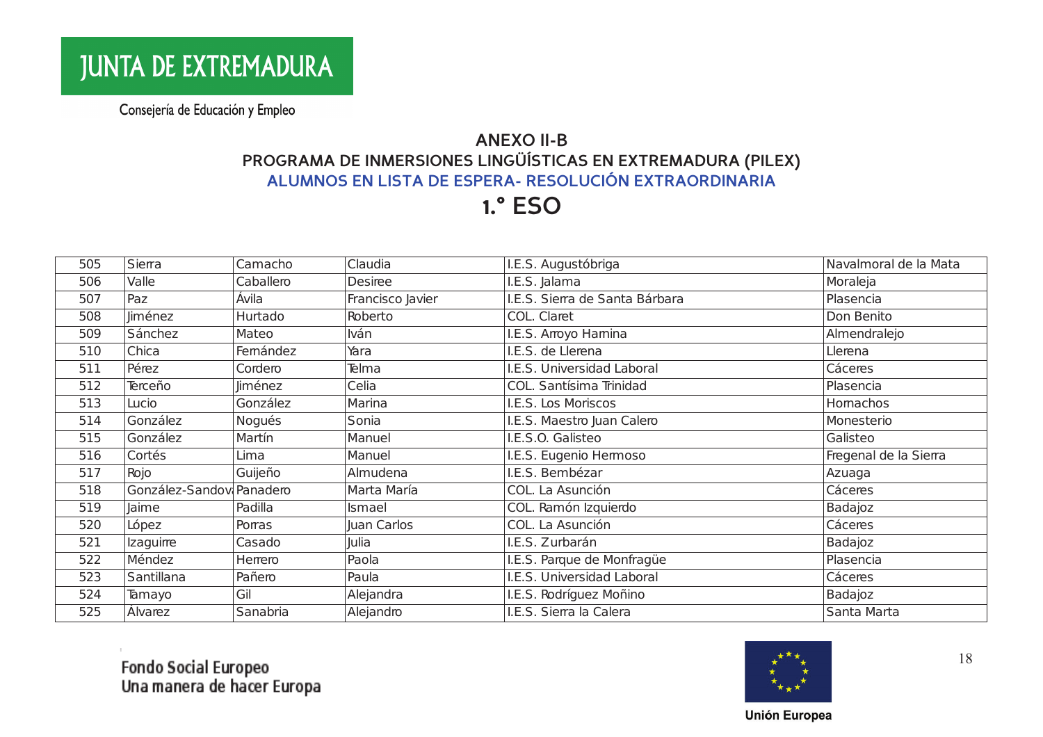JUNTA DE EXTREMADURA

Consejería de Educación y Empleo

## ANEXO II-B
## PROGRAMA DE INMERSIONES LINGÜÍSTICAS EN EXTREMADURA (PILEX)
## ALUMNOS EN LISTA DE ESPERA- RESOLUCIÓN EXTRAORDINARIA
# 1.º ESO

| | | | | | |
|---|---|---|---|---|---|
| 505 | Sierra | Camacho | Claudia | I.E.S. Augustóbriga | Navalmoral de la Mata |
| 506 | Valle | Caballero | Desiree | I.E.S. Jalama | Moraleja |
| 507 | Paz | Ávila | Francisco Javier | I.E.S. Sierra de Santa Bárbara | Plasencia |
| 508 | Jiménez | Hurtado | Roberto | COL. Claret | Don Benito |
| 509 | Sánchez | Mateo | Iván | I.E.S. Arroyo Harnina | Almendralejo |
| 510 | Chica | Fernández | Yara | I.E.S. de Llerena | Llerena |
| 511 | Pérez | Cordero | Telma | I.E.S. Universidad Laboral | Cáceres |
| 512 | Terceño | Jiménez | Celia | COL. Santísima Trinidad | Plasencia |
| 513 | Lucio | González | Marina | I.E.S. Los Moriscos | Hornachos |
| 514 | González | Nogués | Sonia | I.E.S. Maestro Juan Calero | Monesterio |
| 515 | González | Martín | Manuel | I.E.S.O. Galisteo | Galisteo |
| 516 | Cortés | Lima | Manuel | I.E.S. Eugenio Hermoso | Fregenal de la Sierra |
| 517 | Rojo | Guijeño | Almudena | I.E.S. Bembézar | Azuaga |
| 518 | González-Sandov | Panadero | Marta María | COL. La Asunción | Cáceres |
| 519 | Jaime | Padilla | Ismael | COL. Ramón Izquierdo | Badajoz |
| 520 | López | Porras | Juan Carlos | COL. La Asunción | Cáceres |
| 521 | Izaguirre | Casado | Julia | I.E.S. Zurbarán | Badajoz |
| 522 | Méndez | Herrero | Paola | I.E.S. Parque de Monfragüe | Plasencia |
| 523 | Santillana | Pañero | Paula | I.E.S. Universidad Laboral | Cáceres |
| 524 | Tamayo | Gil | Alejandra | I.E.S. Rodríguez Moñino | Badajoz |
| 525 | Álvarez | Sanabria | Alejandro | I.E.S. Sierra la Calera | Santa Marta |

Fondo Social Europeo
Una manera de hacer Europa

Unión Europea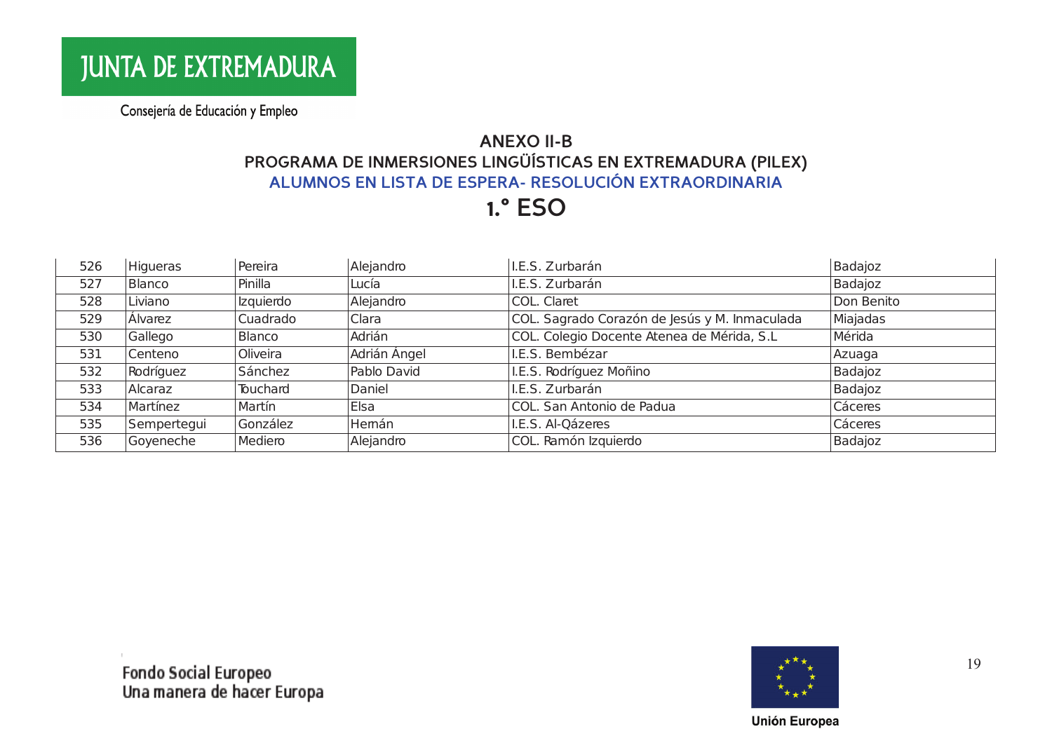JUNTA DE EXTREMADURA

Consejería de Educación y Empleo

## ANEXO II-B
## PROGRAMA DE INMERSIONES LINGÜÍSTICAS EN EXTREMADURA (PILEX)
## ALUMNOS EN LISTA DE ESPERA- RESOLUCIÓN EXTRAORDINARIA
# 1.º ESO

| | | | | | |
|---|---|---|---|---|---|
| 526 | Higueras | Pereira | Alejandro | I.E.S. Zurbarán | Badajoz |
| 527 | Blanco | Pinilla | Lucía | I.E.S. Zurbarán | Badajoz |
| 528 | Liviano | Izquierdo | Alejandro | COL. Claret | Don Benito |
| 529 | Álvarez | Cuadrado | Clara | COL. Sagrado Corazón de Jesús y M. Inmaculada | Miajadas |
| 530 | Gallego | Blanco | Adrián | COL. Colegio Docente Atenea de Mérida, S.L | Mérida |
| 531 | Centeno | Oliveira | Adrián Ángel | I.E.S. Bembézar | Azuaga |
| 532 | Rodríguez | Sánchez | Pablo David | I.E.S. Rodríguez Moñino | Badajoz |
| 533 | Alcaraz | Touchard | Daniel | I.E.S. Zurbarán | Badajoz |
| 534 | Martínez | Martín | Elsa | COL. San Antonio de Padua | Cáceres |
| 535 | Sempertegui | González | Hernán | I.E.S. Al-Qázeres | Cáceres |
| 536 | Goyeneche | Mediero | Alejandro | COL. Ramón Izquierdo | Badajoz |

Fondo Social Europeo
Una manera de hacer Europa

Unión Europea